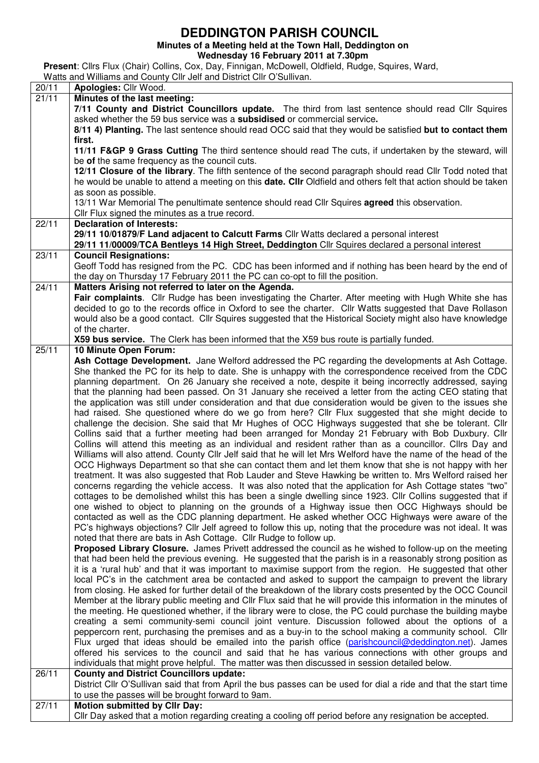# DEDDINGTON PARISH COUNCIL

**Minutes of a Meeting held at the Town Hall, Deddington on**
**Wednesday 16 February 2011 at 7.30pm**

**Present**: Cllrs Flux (Chair) Collins, Cox, Day, Finnigan, McDowell, Oldfield, Rudge, Squires, Ward, Watts and Williams and County Cllr Jelf and District Cllr O'Sullivan.

| | |
|---|---|
| 20/11 | **Apologies:** Cllr Wood. |
| 21/11 | **Minutes of the last meeting:**<br>**7/11 County and District Councillors update.** The third from last sentence should read Cllr Squires asked whether the 59 bus service was a **subsidised** or commercial service**.**<br>**8/11 4) Planting.** The last sentence should read OCC said that they would be satisfied **but to contact them first.**<br>**11/11 F&GP 9 Grass Cutting** The third sentence should read The cuts, if undertaken by the steward, will be **of** the same frequency as the council cuts.<br>**12/11 Closure of the library**. The fifth sentence of the second paragraph should read Cllr Todd noted that he would be unable to attend a meeting on this **date. Cllr** Oldfield and others felt that action should be taken as soon as possible.<br>13/11 War Memorial The penultimate sentence should read Cllr Squires **agreed** this observation.<br>Cllr Flux signed the minutes as a true record. |
| 22/11 | **Declaration of Interests:**<br>**29/11 10/01879/F Land adjacent to Calcutt Farms** Cllr Watts declared a personal interest<br>**29/11 11/00009/TCA Bentleys 14 High Street, Deddington** Cllr Squires declared a personal interest |
| 23/11 | **Council Resignations:**<br>Geoff Todd has resigned from the PC. CDC has been informed and if nothing has been heard by the end of the day on Thursday 17 February 2011 the PC can co-opt to fill the position. |
| 24/11 | **Matters Arising not referred to later on the Agenda.**<br>**Fair complaints**. Cllr Rudge has been investigating the Charter. After meeting with Hugh White she has decided to go to the records office in Oxford to see the charter. Cllr Watts suggested that Dave Rollason would also be a good contact. Cllr Squires suggested that the Historical Society might also have knowledge of the charter.<br>**X59 bus service.** The Clerk has been informed that the X59 bus route is partially funded. |
| 25/11 | **10 Minute Open Forum:**<br>**Ash Cottage Development.** Jane Welford addressed the PC regarding the developments at Ash Cottage. She thanked the PC for its help to date. She is unhappy with the correspondence received from the CDC planning department. On 26 January she received a note, despite it being incorrectly addressed, saying that the planning had been passed. On 31 January she received a letter from the acting CEO stating that the application was still under consideration and that due consideration would be given to the issues she had raised. She questioned where do we go from here? Cllr Flux suggested that she might decide to challenge the decision. She said that Mr Hughes of OCC Highways suggested that she be tolerant. Cllr Collins said that a further meeting had been arranged for Monday 21 February with Bob Duxbury. Cllr Collins will attend this meeting as an individual and resident rather than as a councillor. Cllrs Day and Williams will also attend. County Cllr Jelf said that he will let Mrs Welford have the name of the head of the OCC Highways Department so that she can contact them and let them know that she is not happy with her treatment. It was also suggested that Rob Lauder and Steve Hawking be written to. Mrs Welford raised her concerns regarding the vehicle access. It was also noted that the application for Ash Cottage states "two" cottages to be demolished whilst this has been a single dwelling since 1923. Cllr Collins suggested that if one wished to object to planning on the grounds of a Highway issue then OCC Highways should be contacted as well as the CDC planning department. He asked whether OCC Highways were aware of the PC's highways objections? Cllr Jelf agreed to follow this up, noting that the procedure was not ideal. It was noted that there are bats in Ash Cottage. Cllr Rudge to follow up.<br>**Proposed Library Closure.** James Privett addressed the council as he wished to follow-up on the meeting that had been held the previous evening. He suggested that the parish is in a reasonably strong position as it is a 'rural hub' and that it was important to maximise support from the region. He suggested that other local PC's in the catchment area be contacted and asked to support the campaign to prevent the library from closing. He asked for further detail of the breakdown of the library costs presented by the OCC Council Member at the library public meeting and Cllr Flux said that he will provide this information in the minutes of the meeting. He questioned whether, if the library were to close, the PC could purchase the building maybe creating a semi community-semi council joint venture. Discussion followed about the options of a peppercorn rent, purchasing the premises and as a buy-in to the school making a community school. Cllr Flux urged that ideas should be emailed into the parish office (parishcouncil@deddington.net). James offered his services to the council and said that he has various connections with other groups and individuals that might prove helpful. The matter was then discussed in session detailed below. |
| 26/11 | **County and District Councillors update:**<br>District Cllr O'Sullivan said that from April the bus passes can be used for dial a ride and that the start time to use the passes will be brought forward to 9am. |
| 27/11 | **Motion submitted by Cllr Day:**<br>Cllr Day asked that a motion regarding creating a cooling off period before any resignation be accepted. |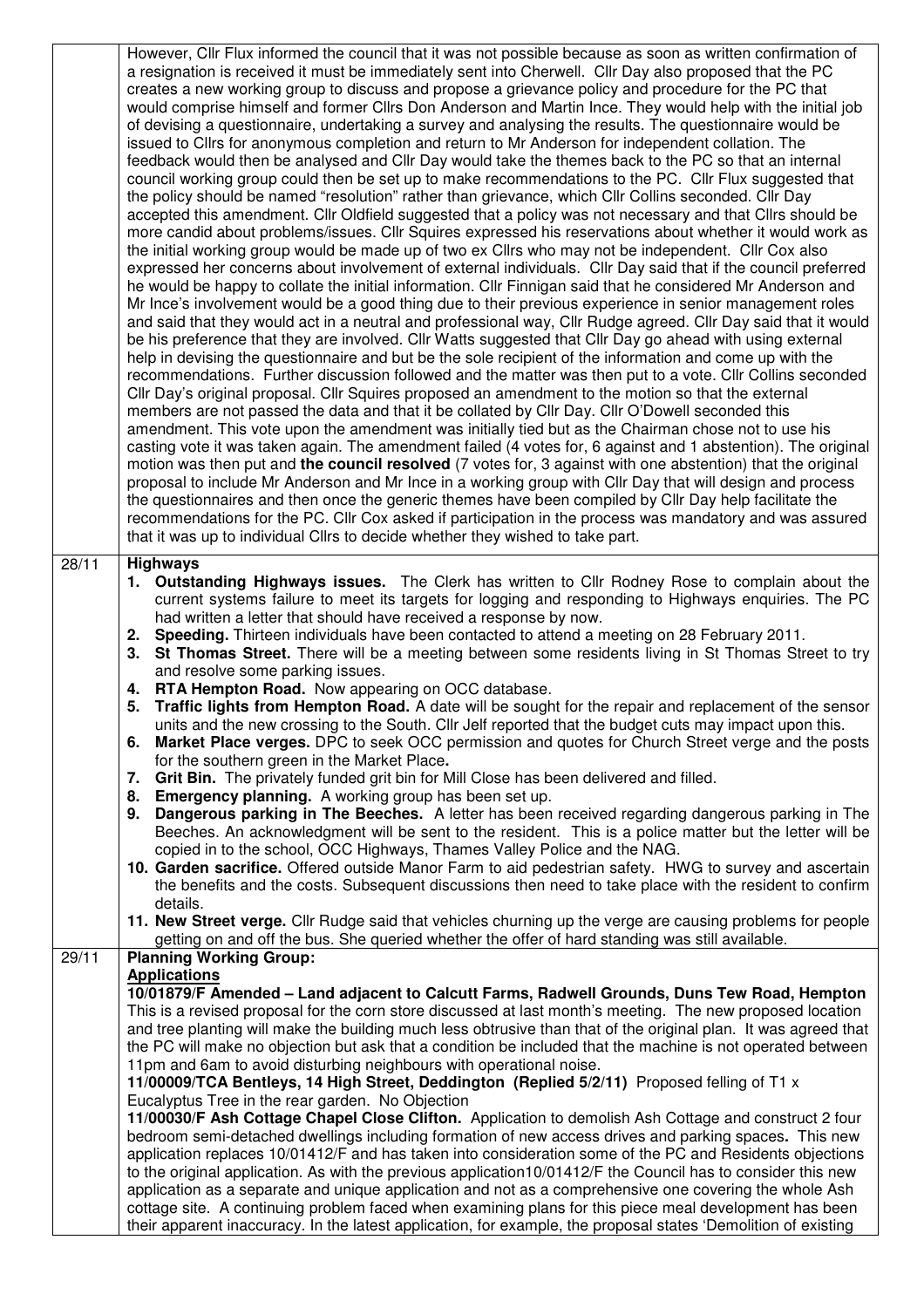| | |
|---|---|
| | However, Cllr Flux informed the council that it was not possible because as soon as written confirmation of a resignation is received it must be immediately sent into Cherwell. Cllr Day also proposed that the PC creates a new working group to discuss and propose a grievance policy and procedure for the PC that would comprise himself and former Cllrs Don Anderson and Martin Ince. They would help with the initial job of devising a questionnaire, undertaking a survey and analysing the results. The questionnaire would be issued to Cllrs for anonymous completion and return to Mr Anderson for independent collation. The feedback would then be analysed and Cllr Day would take the themes back to the PC so that an internal council working group could then be set up to make recommendations to the PC. Cllr Flux suggested that the policy should be named "resolution" rather than grievance, which Cllr Collins seconded. Cllr Day accepted this amendment. Cllr Oldfield suggested that a policy was not necessary and that Cllrs should be more candid about problems/issues. Cllr Squires expressed his reservations about whether it would work as the initial working group would be made up of two ex Cllrs who may not be independent. Cllr Cox also expressed her concerns about involvement of external individuals. Cllr Day said that if the council preferred he would be happy to collate the initial information. Cllr Finnigan said that he considered Mr Anderson and Mr Ince's involvement would be a good thing due to their previous experience in senior management roles and said that they would act in a neutral and professional way, Cllr Rudge agreed. Cllr Day said that it would be his preference that they are involved. Cllr Watts suggested that Cllr Day go ahead with using external help in devising the questionnaire and but be the sole recipient of the information and come up with the recommendations. Further discussion followed and the matter was then put to a vote. Cllr Collins seconded Cllr Day's original proposal. Cllr Squires proposed an amendment to the motion so that the external members are not passed the data and that it be collated by Cllr Day. Cllr O'Dowell seconded this amendment. This vote upon the amendment was initially tied but as the Chairman chose not to use his casting vote it was taken again. The amendment failed (4 votes for, 6 against and 1 abstention). The original motion was then put and **the council resolved** (7 votes for, 3 against with one abstention) that the original proposal to include Mr Anderson and Mr Ince in a working group with Cllr Day that will design and process the questionnaires and then once the generic themes have been compiled by Cllr Day help facilitate the recommendations for the PC. Cllr Cox asked if participation in the process was mandatory and was assured that it was up to individual Cllrs to decide whether they wished to take part. |
| 28/11 | **Highways**<br>1. **Outstanding Highways issues.** The Clerk has written to Cllr Rodney Rose to complain about the current systems failure to meet its targets for logging and responding to Highways enquiries. The PC had written a letter that should have received a response by now.<br>2. **Speeding.** Thirteen individuals have been contacted to attend a meeting on 28 February 2011.<br>3. **St Thomas Street.** There will be a meeting between some residents living in St Thomas Street to try and resolve some parking issues.<br>4. **RTA Hempton Road.** Now appearing on OCC database.<br>5. **Traffic lights from Hempton Road.** A date will be sought for the repair and replacement of the sensor units and the new crossing to the South. Cllr Jelf reported that the budget cuts may impact upon this.<br>6. **Market Place verges.** DPC to seek OCC permission and quotes for Church Street verge and the posts for the southern green in the Market Place.<br>7. **Grit Bin.** The privately funded grit bin for Mill Close has been delivered and filled.<br>8. **Emergency planning.** A working group has been set up.<br>9. **Dangerous parking in The Beeches.** A letter has been received regarding dangerous parking in The Beeches. An acknowledgment will be sent to the resident. This is a police matter but the letter will be copied in to the school, OCC Highways, Thames Valley Police and the NAG.<br>10. **Garden sacrifice.** Offered outside Manor Farm to aid pedestrian safety. HWG to survey and ascertain the benefits and the costs. Subsequent discussions then need to take place with the resident to confirm details.<br>11. **New Street verge.** Cllr Rudge said that vehicles churning up the verge are causing problems for people getting on and off the bus. She queried whether the offer of hard standing was still available. |
| 29/11 | **Planning Working Group:**<br>**Applications**<br>**10/01879/F Amended – Land adjacent to Calcutt Farms, Radwell Grounds, Duns Tew Road, Hempton** This is a revised proposal for the corn store discussed at last month's meeting. The new proposed location and tree planting will make the building much less obtrusive than that of the original plan. It was agreed that the PC will make no objection but ask that a condition be included that the machine is not operated between 11pm and 6am to avoid disturbing neighbours with operational noise.<br>**11/00009/TCA Bentleys, 14 High Street, Deddington (Replied 5/2/11)** Proposed felling of T1 x Eucalyptus Tree in the rear garden. No Objection<br>**11/00030/F Ash Cottage Chapel Close Clifton.** Application to demolish Ash Cottage and construct 2 four bedroom semi-detached dwellings including formation of new access drives and parking spaces**.** This new application replaces 10/01412/F and has taken into consideration some of the PC and Residents objections to the original application. As with the previous application10/01412/F the Council has to consider this new application as a separate and unique application and not as a comprehensive one covering the whole Ash cottage site. A continuing problem faced when examining plans for this piece meal development has been their apparent inaccuracy. In the latest application, for example, the proposal states 'Demolition of existing |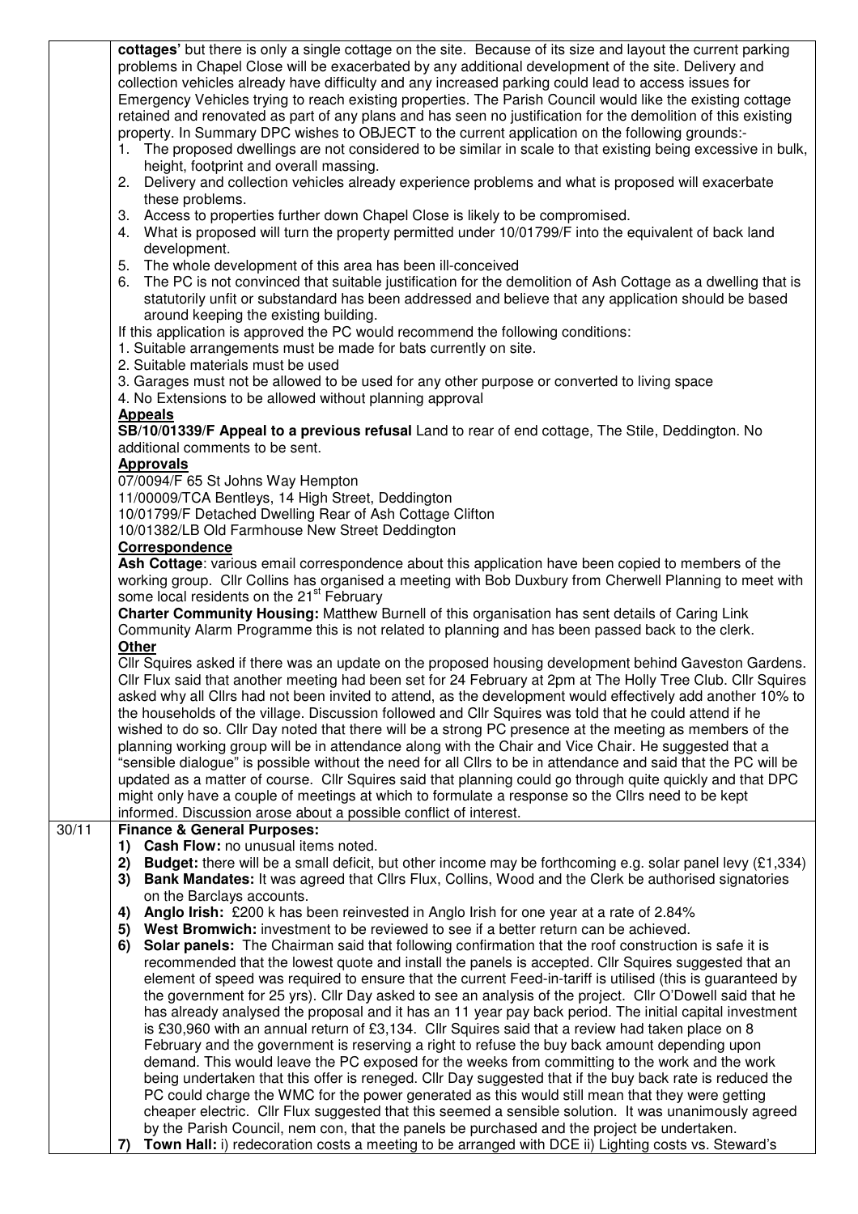| | |
|---|---|
| | **cottages'** but there is only a single cottage on the site. Because of its size and layout the current parking problems in Chapel Close will be exacerbated by any additional development of the site. Delivery and collection vehicles already have difficulty and any increased parking could lead to access issues for Emergency Vehicles trying to reach existing properties. The Parish Council would like the existing cottage retained and renovated as part of any plans and has seen no justification for the demolition of this existing property. In Summary DPC wishes to OBJECT to the current application on the following grounds:-<br>1. The proposed dwellings are not considered to be similar in scale to that existing being excessive in bulk, height, footprint and overall massing.<br>2. Delivery and collection vehicles already experience problems and what is proposed will exacerbate these problems.<br>3. Access to properties further down Chapel Close is likely to be compromised.<br>4. What is proposed will turn the property permitted under 10/01799/F into the equivalent of back land development.<br>5. The whole development of this area has been ill-conceived<br>6. The PC is not convinced that suitable justification for the demolition of Ash Cottage as a dwelling that is statutorily unfit or substandard has been addressed and believe that any application should be based around keeping the existing building.<br>If this application is approved the PC would recommend the following conditions:<br>1. Suitable arrangements must be made for bats currently on site.<br>2. Suitable materials must be used<br>3. Garages must not be allowed to be used for any other purpose or converted to living space<br>4. No Extensions to be allowed without planning approval<br>**<u>Appeals</u>**<br>**SB/10/01339/F Appeal to a previous refusal** Land to rear of end cottage, The Stile, Deddington. No additional comments to be sent.<br>**<u>Approvals</u>**<br>07/0094/F 65 St Johns Way Hempton<br>11/00009/TCA Bentleys, 14 High Street, Deddington<br>10/01799/F Detached Dwelling Rear of Ash Cottage Clifton<br>10/01382/LB Old Farmhouse New Street Deddington<br>**<u>Correspondence</u>**<br>**Ash Cottage**: various email correspondence about this application have been copied to members of the working group. Cllr Collins has organised a meeting with Bob Duxbury from Cherwell Planning to meet with some local residents on the 21st February<br>**Charter Community Housing:** Matthew Burnell of this organisation has sent details of Caring Link Community Alarm Programme this is not related to planning and has been passed back to the clerk.<br>**<u>Other</u>**<br>Cllr Squires asked if there was an update on the proposed housing development behind Gaveston Gardens. Cllr Flux said that another meeting had been set for 24 February at 2pm at The Holly Tree Club. Cllr Squires asked why all Cllrs had not been invited to attend, as the development would effectively add another 10% to the households of the village. Discussion followed and Cllr Squires was told that he could attend if he wished to do so. Cllr Day noted that there will be a strong PC presence at the meeting as members of the planning working group will be in attendance along with the Chair and Vice Chair. He suggested that a "sensible dialogue" is possible without the need for all Cllrs to be in attendance and said that the PC will be updated as a matter of course. Cllr Squires said that planning could go through quite quickly and that DPC might only have a couple of meetings at which to formulate a response so the Cllrs need to be kept informed. Discussion arose about a possible conflict of interest. |
| 30/11 | **Finance & General Purposes:**<br>1) **Cash Flow:** no unusual items noted.<br>2) **Budget:** there will be a small deficit, but other income may be forthcoming e.g. solar panel levy (£1,334)<br>3) **Bank Mandates:** It was agreed that Cllrs Flux, Collins, Wood and the Clerk be authorised signatories on the Barclays accounts.<br>4) **Anglo Irish:** £200 k has been reinvested in Anglo Irish for one year at a rate of 2.84%<br>5) **West Bromwich:** investment to be reviewed to see if a better return can be achieved.<br>6) **Solar panels:** The Chairman said that following confirmation that the roof construction is safe it is recommended that the lowest quote and install the panels is accepted. Cllr Squires suggested that an element of speed was required to ensure that the current Feed-in-tariff is utilised (this is guaranteed by the government for 25 yrs). Cllr Day asked to see an analysis of the project. Cllr O'Dowell said that he has already analysed the proposal and it has an 11 year pay back period. The initial capital investment is £30,960 with an annual return of £3,134. Cllr Squires said that a review had taken place on 8 February and the government is reserving a right to refuse the buy back amount depending upon demand. This would leave the PC exposed for the weeks from committing to the work and the work being undertaken that this offer is reneged. Cllr Day suggested that if the buy back rate is reduced the PC could charge the WMC for the power generated as this would still mean that they were getting cheaper electric. Cllr Flux suggested that this seemed a sensible solution. It was unanimously agreed by the Parish Council, nem con, that the panels be purchased and the project be undertaken.<br>7) **Town Hall:** i) redecoration costs a meeting to be arranged with DCE ii) Lighting costs vs. Steward's |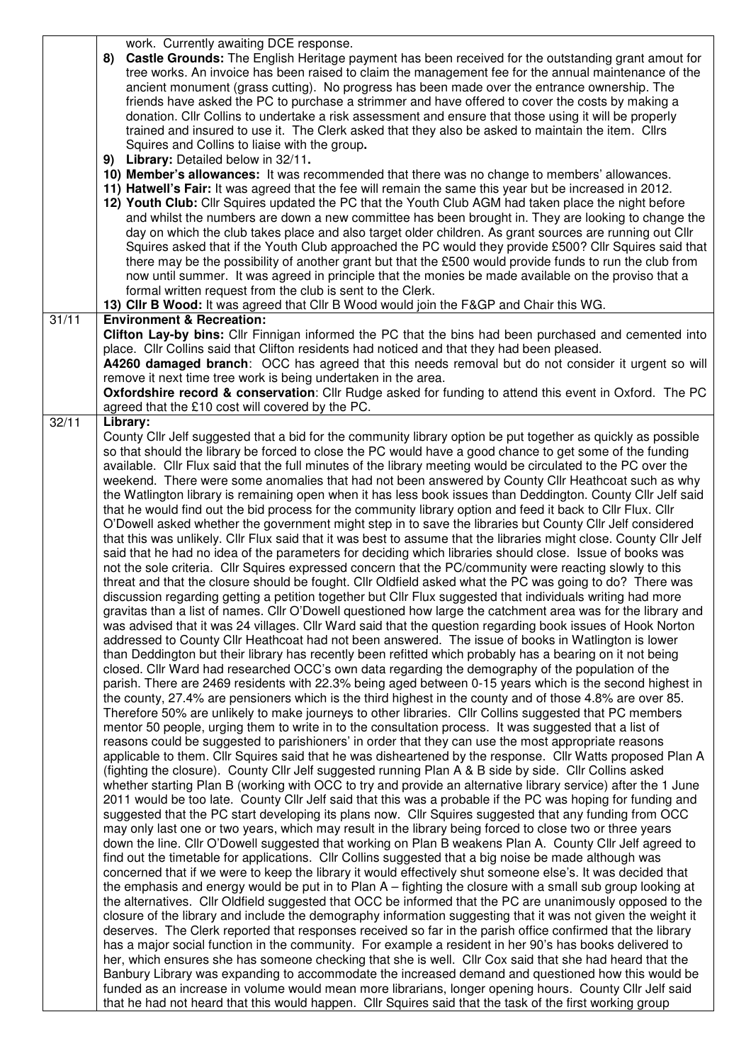| | |
|---|---|
| | work. Currently awaiting DCE response.<br>8) **Castle Grounds:** The English Heritage payment has been received for the outstanding grant amout for tree works. An invoice has been raised to claim the management fee for the annual maintenance of the ancient monument (grass cutting). No progress has been made over the entrance ownership. The friends have asked the PC to purchase a strimmer and have offered to cover the costs by making a donation. Cllr Collins to undertake a risk assessment and ensure that those using it will be properly trained and insured to use it. The Clerk asked that they also be asked to maintain the item. Cllrs Squires and Collins to liaise with the group**.**<br>9) **Library:** Detailed below in 32/11**.**<br>10) **Member's allowances:** It was recommended that there was no change to members' allowances.<br>11) **Hatwell's Fair:** It was agreed that the fee will remain the same this year but be increased in 2012.<br>12) **Youth Club:** Cllr Squires updated the PC that the Youth Club AGM had taken place the night before and whilst the numbers are down a new committee has been brought in. They are looking to change the day on which the club takes place and also target older children. As grant sources are running out Cllr Squires asked that if the Youth Club approached the PC would they provide £500? Cllr Squires said that there may be the possibility of another grant but that the £500 would provide funds to run the club from now until summer. It was agreed in principle that the monies be made available on the proviso that a formal written request from the club is sent to the Clerk.<br>13) **Cllr B Wood:** It was agreed that Cllr B Wood would join the F&GP and Chair this WG. |
| 31/11 | **Environment & Recreation:**<br>**Clifton Lay-by bins:** Cllr Finnigan informed the PC that the bins had been purchased and cemented into place. Cllr Collins said that Clifton residents had noticed and that they had been pleased.<br>**A4260 damaged branch**: OCC has agreed that this needs removal but do not consider it urgent so will remove it next time tree work is being undertaken in the area.<br>**Oxfordshire record & conservation**: Cllr Rudge asked for funding to attend this event in Oxford. The PC agreed that the £10 cost will covered by the PC. |
| 32/11 | **Library:**<br>County Cllr Jelf suggested that a bid for the community library option be put together as quickly as possible so that should the library be forced to close the PC would have a good chance to get some of the funding available. Cllr Flux said that the full minutes of the library meeting would be circulated to the PC over the weekend. There were some anomalies that had not been answered by County Cllr Heathcoat such as why the Watlington library is remaining open when it has less book issues than Deddington. County Cllr Jelf said that he would find out the bid process for the community library option and feed it back to Cllr Flux. Cllr O'Dowell asked whether the government might step in to save the libraries but County Cllr Jelf considered that this was unlikely. Cllr Flux said that it was best to assume that the libraries might close. County Cllr Jelf said that he had no idea of the parameters for deciding which libraries should close. Issue of books was not the sole criteria. Cllr Squires expressed concern that the PC/community were reacting slowly to this threat and that the closure should be fought. Cllr Oldfield asked what the PC was going to do? There was discussion regarding getting a petition together but Cllr Flux suggested that individuals writing had more gravitas than a list of names. Cllr O'Dowell questioned how large the catchment area was for the library and was advised that it was 24 villages. Cllr Ward said that the question regarding book issues of Hook Norton addressed to County Cllr Heathcoat had not been answered. The issue of books in Watlington is lower than Deddington but their library has recently been refitted which probably has a bearing on it not being closed. Cllr Ward had researched OCC's own data regarding the demography of the population of the parish. There are 2469 residents with 22.3% being aged between 0-15 years which is the second highest in the county, 27.4% are pensioners which is the third highest in the county and of those 4.8% are over 85. Therefore 50% are unlikely to make journeys to other libraries. Cllr Collins suggested that PC members mentor 50 people, urging them to write in to the consultation process. It was suggested that a list of reasons could be suggested to parishioners' in order that they can use the most appropriate reasons applicable to them. Cllr Squires said that he was disheartened by the response. Cllr Watts proposed Plan A (fighting the closure). County Cllr Jelf suggested running Plan A & B side by side. Cllr Collins asked whether starting Plan B (working with OCC to try and provide an alternative library service) after the 1 June 2011 would be too late. County Cllr Jelf said that this was a probable if the PC was hoping for funding and suggested that the PC start developing its plans now. Cllr Squires suggested that any funding from OCC may only last one or two years, which may result in the library being forced to close two or three years down the line. Cllr O'Dowell suggested that working on Plan B weakens Plan A. County Cllr Jelf agreed to find out the timetable for applications. Cllr Collins suggested that a big noise be made although was concerned that if we were to keep the library it would effectively shut someone else's. It was decided that the emphasis and energy would be put in to Plan A – fighting the closure with a small sub group looking at the alternatives. Cllr Oldfield suggested that OCC be informed that the PC are unanimously opposed to the closure of the library and include the demography information suggesting that it was not given the weight it deserves. The Clerk reported that responses received so far in the parish office confirmed that the library has a major social function in the community. For example a resident in her 90's has books delivered to her, which ensures she has someone checking that she is well. Cllr Cox said that she had heard that the Banbury Library was expanding to accommodate the increased demand and questioned how this would be funded as an increase in volume would mean more librarians, longer opening hours. County Cllr Jelf said that he had not heard that this would happen. Cllr Squires said that the task of the first working group |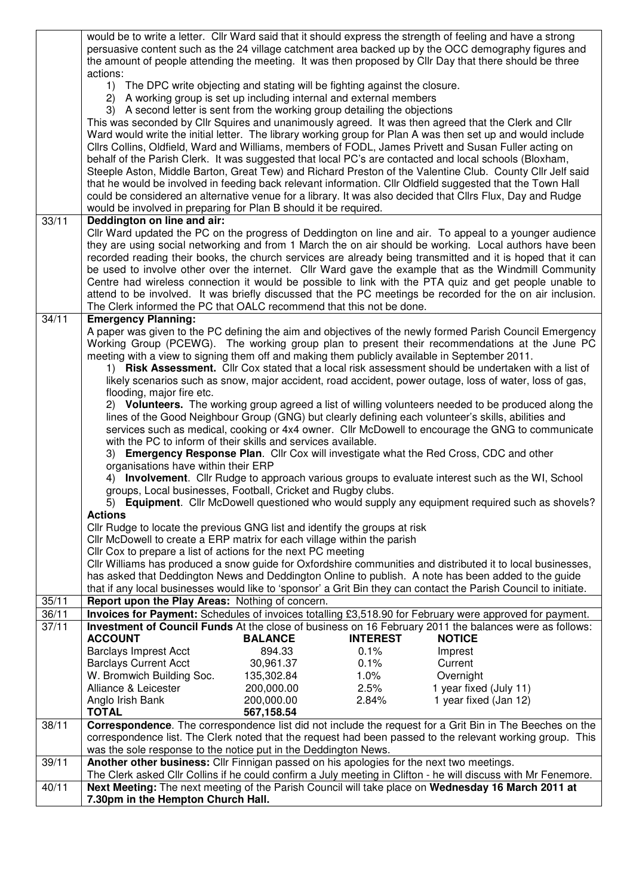| | |
|---|---|
| | would be to write a letter. Cllr Ward said that it should express the strength of feeling and have a strong persuasive content such as the 24 village catchment area backed up by the OCC demography figures and the amount of people attending the meeting. It was then proposed by Cllr Day that there should be three actions:<br>1) The DPC write objecting and stating will be fighting against the closure.<br>2) A working group is set up including internal and external members<br>3) A second letter is sent from the working group detailing the objections<br>This was seconded by Cllr Squires and unanimously agreed. It was then agreed that the Clerk and Cllr Ward would write the initial letter. The library working group for Plan A was then set up and would include Cllrs Collins, Oldfield, Ward and Williams, members of FODL, James Privett and Susan Fuller acting on behalf of the Parish Clerk. It was suggested that local PC's are contacted and local schools (Bloxham, Steeple Aston, Middle Barton, Great Tew) and Richard Preston of the Valentine Club. County Cllr Jelf said that he would be involved in feeding back relevant information. Cllr Oldfield suggested that the Town Hall could be considered an alternative venue for a library. It was also decided that Cllrs Flux, Day and Rudge would be involved in preparing for Plan B should it be required. |
| 33/11 | **Deddington on line and air:**<br>Cllr Ward updated the PC on the progress of Deddington on line and air. To appeal to a younger audience they are using social networking and from 1 March the on air should be working. Local authors have been recorded reading their books, the church services are already being transmitted and it is hoped that it can be used to involve other over the internet. Cllr Ward gave the example that as the Windmill Community Centre had wireless connection it would be possible to link with the PTA quiz and get people unable to attend to be involved. It was briefly discussed that the PC meetings be recorded for the on air inclusion. The Clerk informed the PC that OALC recommend that this not be done. |
| 34/11 | **Emergency Planning:**<br>A paper was given to the PC defining the aim and objectives of the newly formed Parish Council Emergency Working Group (PCEWG). The working group plan to present their recommendations at the June PC meeting with a view to signing them off and making them publicly available in September 2011.<br>1) **Risk Assessment.** Cllr Cox stated that a local risk assessment should be undertaken with a list of likely scenarios such as snow, major accident, road accident, power outage, loss of water, loss of gas, flooding, major fire etc.<br>2) **Volunteers.** The working group agreed a list of willing volunteers needed to be produced along the lines of the Good Neighbour Group (GNG) but clearly defining each volunteer's skills, abilities and services such as medical, cooking or 4x4 owner. Cllr McDowell to encourage the GNG to communicate with the PC to inform of their skills and services available.<br>3) **Emergency Response Plan**. Cllr Cox will investigate what the Red Cross, CDC and other organisations have within their ERP<br>4) **Involvement**. Cllr Rudge to approach various groups to evaluate interest such as the WI, School groups, Local businesses, Football, Cricket and Rugby clubs.<br>5) **Equipment**. Cllr McDowell questioned who would supply any equipment required such as shovels?<br>**Actions**<br>Cllr Rudge to locate the previous GNG list and identify the groups at risk<br>Cllr McDowell to create a ERP matrix for each village within the parish<br>Cllr Cox to prepare a list of actions for the next PC meeting<br>Cllr Williams has produced a snow guide for Oxfordshire communities and distributed it to local businesses, has asked that Deddington News and Deddington Online to publish. A note has been added to the guide that if any local businesses would like to 'sponsor' a Grit Bin they can contact the Parish Council to initiate. |
| 35/11 | **Report upon the Play Areas:** Nothing of concern. |
| 36/11 | **Invoices for Payment:** Schedules of invoices totalling £3,518.90 for February were approved for payment. |
| 37/11 | **Investment of Council Funds** At the close of business on 16 February 2011 the balances were as follows:<br>**ACCOUNT** / **BALANCE** / **INTEREST** / **NOTICE**<br>Barclays Imprest Acct / 894.33 / 0.1% / Imprest<br>Barclays Current Acct / 30,961.37 / 0.1% / Current<br>W. Bromwich Building Soc. / 135,302.84 / 1.0% / Overnight<br>Alliance & Leicester / 200,000.00 / 2.5% / 1 year fixed (July 11)<br>Anglo Irish Bank / 200,000.00 / 2.84% / 1 year fixed (Jan 12)<br>**TOTAL** / **567,158.54** |
| 38/11 | **Correspondence**. The correspondence list did not include the request for a Grit Bin in The Beeches on the correspondence list. The Clerk noted that the request had been passed to the relevant working group. This was the sole response to the notice put in the Deddington News. |
| 39/11 | **Another other business:** Cllr Finnigan passed on his apologies for the next two meetings.<br>The Clerk asked Cllr Collins if he could confirm a July meeting in Clifton - he will discuss with Mr Fenemore. |
| 40/11 | **Next Meeting:** The next meeting of the Parish Council will take place on **Wednesday 16 March 2011 at 7.30pm in the Hempton Church Hall.** |